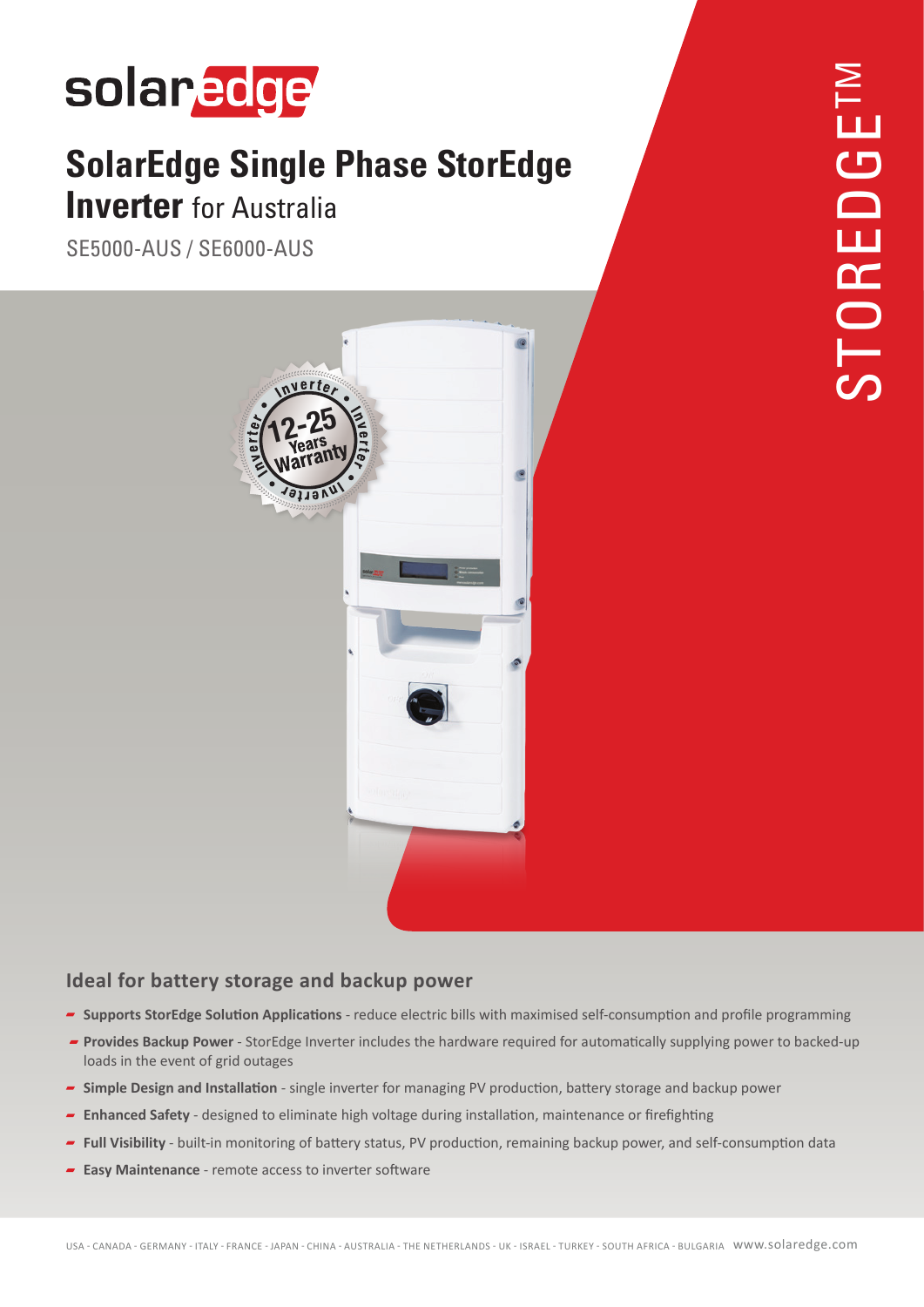# SolarEdge Single Phase StorEdge Inverter for Australia

SE5000-AUS / SE6000-AUS

STOREDGE™

12-25 Years Warranty

## Ideal for battery storage and backup power

- **Supports StorEdge Solution Applications** - reduce electric bills with maximised self-consumption and profile programming
- **Provides Backup Power** - StorEdge Inverter includes the hardware required for automatically supplying power to backed-up loads in the event of grid outages
- **Simple Design and Installation** - single inverter for managing PV production, battery storage and backup power
- **Enhanced Safety** - designed to eliminate high voltage during installation, maintenance or firefighting
- **Full Visibility** - built-in monitoring of battery status, PV production, remaining backup power, and self-consumption data
- **Easy Maintenance** - remote access to inverter software

USA - CANADA - GERMANY - ITALY - FRANCE - JAPAN - CHINA - AUSTRALIA - THE NETHERLANDS - UK - ISRAEL - TURKEY - SOUTH AFRICA - BULGARIA www.solaredge.com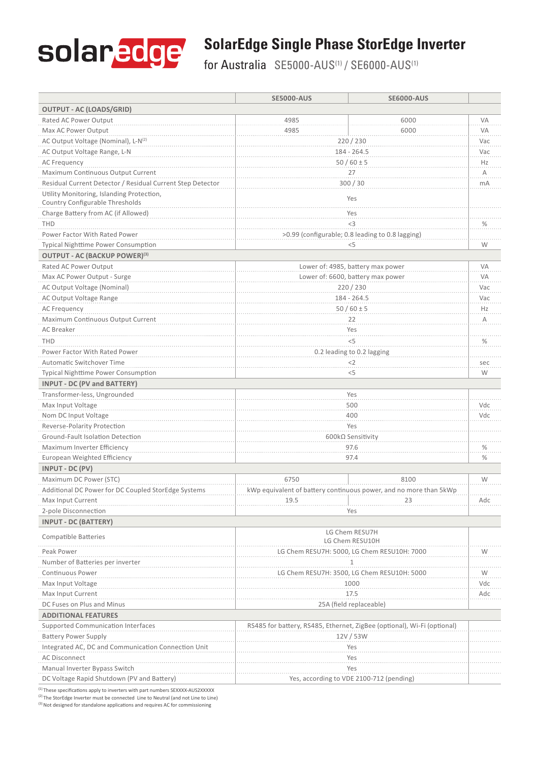# SolarEdge Single Phase StorEdge Inverter

## for Australia SE5000-AUS[1] / SE6000-AUS[1]

| | SE5000-AUS | SE6000-AUS | |
|---|---|---|---|
| **OUTPUT - AC (LOADS/GRID)** | | | |
| Rated AC Power Output | 4985 | 6000 | VA |
| Max AC Power Output | 4985 | 6000 | VA |
| AC Output Voltage (Nominal), L-N[2] | 220 / 230 | | Vac |
| AC Output Voltage Range, L-N | 184 - 264.5 | | Vac |
| AC Frequency | 50 / 60 ± 5 | | Hz |
| Maximum Continuous Output Current | 27 | | A |
| Residual Current Detector / Residual Current Step Detector | 300 / 30 | | mA |
| Utility Monitoring, Islanding Protection, Country Configurable Thresholds | Yes | | |
| Charge Battery from AC (if Allowed) | Yes | | |
| THD | <3 | | % |
| Power Factor With Rated Power | >0.99 (configurable; 0.8 leading to 0.8 lagging) | | |
| Typical Nighttime Power Consumption | <5 | | W |
| **OUTPUT - AC (BACKUP POWER)[3]** | | | |
| Rated AC Power Output | Lower of: 4985, battery max power | | VA |
| Max AC Power Output - Surge | Lower of: 6600, battery max power | | VA |
| AC Output Voltage (Nominal) | 220 / 230 | | Vac |
| AC Output Voltage Range | 184 - 264.5 | | Vac |
| AC Frequency | 50 / 60 ± 5 | | Hz |
| Maximum Continuous Output Current | 22 | | A |
| AC Breaker | Yes | | |
| THD | <5 | | % |
| Power Factor With Rated Power | 0.2 leading to 0.2 lagging | | |
| Automatic Switchover Time | <2 | | sec |
| Typical Nighttime Power Consumption | <5 | | W |
| **INPUT - DC (PV and BATTERY)** | | | |
| Transformer-less, Ungrounded | Yes | | |
| Max Input Voltage | 500 | | Vdc |
| Nom DC Input Voltage | 400 | | Vdc |
| Reverse-Polarity Protection | Yes | | |
| Ground-Fault Isolation Detection | 600kΩ Sensitivity | | |
| Maximum Inverter Efficiency | 97.6 | | % |
| European Weighted Efficiency | 97.4 | | % |
| **INPUT - DC (PV)** | | | |
| Maximum DC Power (STC) | 6750 | 8100 | W |
| Additional DC Power for DC Coupled StorEdge Systems | kWp equivalent of battery continuous power, and no more than 5kWp | | |
| Max Input Current | 19.5 | 23 | Adc |
| 2-pole Disconnection | Yes | | |
| **INPUT - DC (BATTERY)** | | | |
| Compatible Batteries | LG Chem RESU7H<br>LG Chem RESU10H | | |
| Peak Power | LG Chem RESU7H: 5000, LG Chem RESU10H: 7000 | | W |
| Number of Batteries per inverter | 1 | | |
| Continuous Power | LG Chem RESU7H: 3500, LG Chem RESU10H: 5000 | | W |
| Max Input Voltage | 1000 | | Vdc |
| Max Input Current | 17.5 | | Adc |
| DC Fuses on Plus and Minus | 25A (field replaceable) | | |
| **ADDITIONAL FEATURES** | | | |
| Supported Communication Interfaces | RS485 for battery, RS485, Ethernet, ZigBee (optional), Wi-Fi (optional) | | |
| Battery Power Supply | 12V / 53W | | |
| Integrated AC, DC and Communication Connection Unit | Yes | | |
| AC Disconnect | Yes | | |
| Manual Inverter Bypass Switch | Yes | | |
| DC Voltage Rapid Shutdown (PV and Battery) | Yes, according to VDE 2100-712 (pending) | | |

[1] These specifications apply to inverters with part numbers SEXXXX-AUS2XXXXX
[2] The StorEdge Inverter must be connected Line to Neutral (and not Line to Line)
[3] Not designed for standalone applications and requires AC for commissioning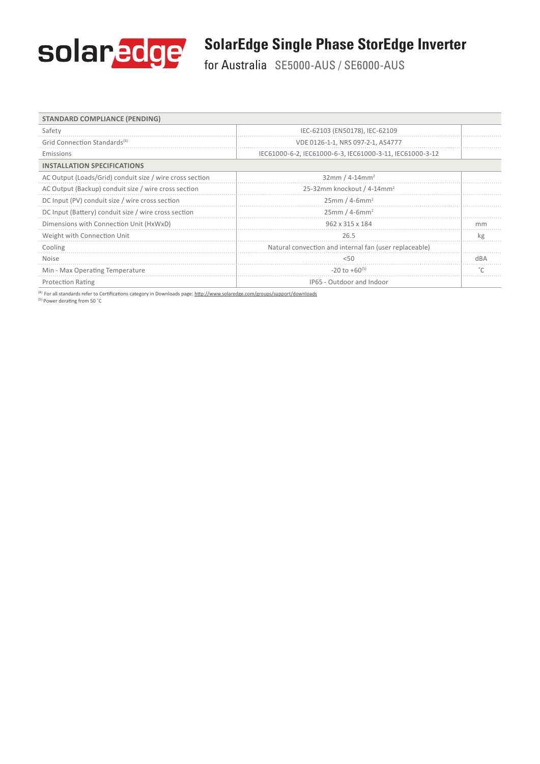# SolarEdge Single Phase StorEdge Inverter

for Australia SE5000-AUS / SE6000-AUS

| STANDARD COMPLIANCE (PENDING) | | |
|---|---|---|
| Safety | IEC-62103 (EN50178), IEC-62109 | |
| Grid Connection Standards[4] | VDE 0126-1-1, NRS 097-2-1, AS4777 | |
| Emissions | IEC61000-6-2, IEC61000-6-3, IEC61000-3-11, IEC61000-3-12 | |
| **INSTALLATION SPECIFICATIONS** | | |
| AC Output (Loads/Grid) conduit size / wire cross section | 32mm / 4-14mm$^2$ | |
| AC Output (Backup) conduit size / wire cross section | 25-32mm knockout / 4-14mm$^2$ | |
| DC Input (PV) conduit size / wire cross section | 25mm / 4-6mm$^2$ | |
| DC Input (Battery) conduit size / wire cross section | 25mm / 4-6mm$^2$ | |
| Dimensions with Connection Unit (HxWxD) | 962 x 315 x 184 | mm |
| Weight with Connection Unit | 26.5 | kg |
| Cooling | Natural convection and internal fan (user replaceable) | |
| Noise | <50 | dBA |
| Min - Max Operating Temperature | -20 to +60[5] | ˚C |
| Protection Rating | IP65 - Outdoor and Indoor | |

[4] For all standards refer to Certifications category in Downloads page: http://www.solaredge.com/groups/support/downloads

[5] Power derating from 50 ˚C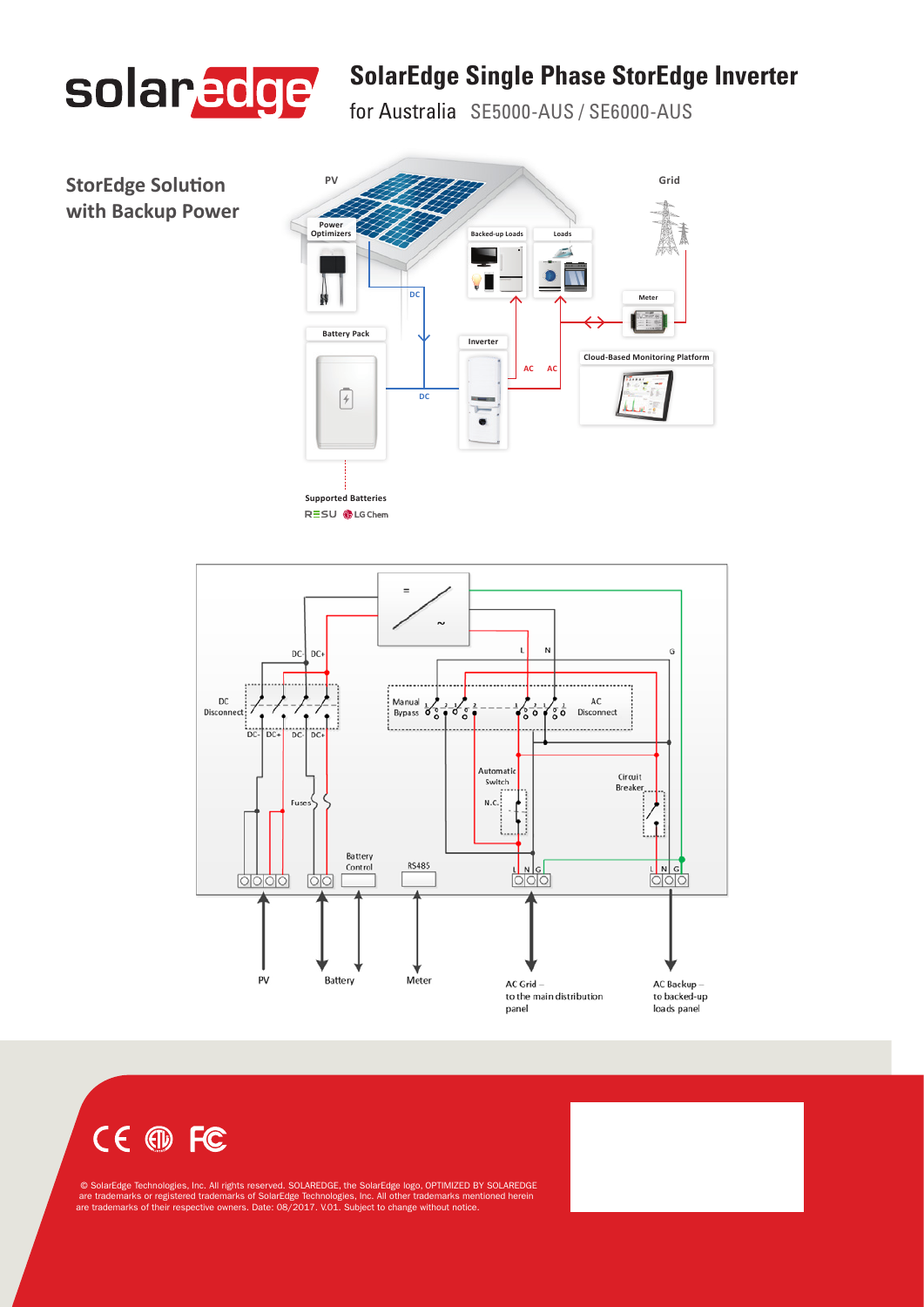# SolarEdge Single Phase StorEdge Inverter

for Australia SE5000-AUS / SE6000-AUS

## StorEdge Solution with Backup Power

PV

Power Optimizers

Backed-up Loads

Loads

Grid

Meter

DC

Battery Pack

Inverter

AC

AC

DC

Cloud-Based Monitoring Platform

Supported Batteries

RESU LG Chem

=

~

DC- DC+

L N

G

DC Disconnect

DC- DC+ DC- DC+

Manual Bypass

AC Disconnect

Automatic Switch

N.C.

Circuit Breaker

Fuses

Battery Control

RS485

L N G

L N G

PV

Battery

Meter

AC Grid – to the main distribution panel

AC Backup – to backed-up loads panel

© SolarEdge Technologies, Inc. All rights reserved. SOLAREDGE, the SolarEdge logo, OPTIMIZED BY SOLAREDGE are trademarks or registered trademarks of SolarEdge Technologies, Inc. All other trademarks mentioned herein are trademarks of their respective owners. Date: 08/2017. V.01. Subject to change without notice.